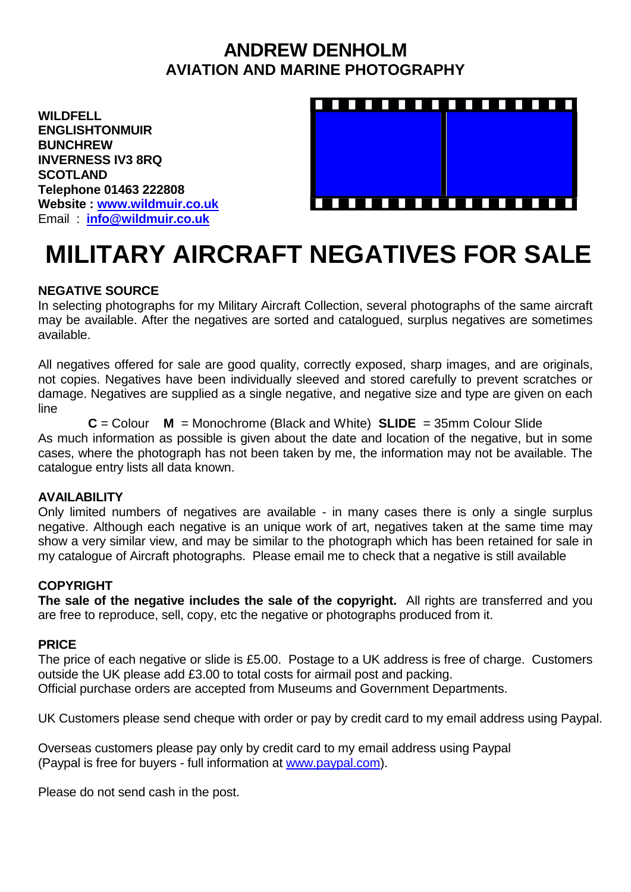# ANDREW DENHOLM
## AVIATION AND MARINE PHOTOGRAPHY

**WILDFELL**
**ENGLISHTONMUIR**
**BUNCHREW**
**INVERNESS IV3 8RQ**
**SCOTLAND**
**Telephone 01463 222808**
**Website : www.wildmuir.co.uk**
Email : **info@wildmuir.co.uk**

# MILITARY AIRCRAFT NEGATIVES FOR SALE

### NEGATIVE SOURCE

In selecting photographs for my Military Aircraft Collection, several photographs of the same aircraft may be available. After the negatives are sorted and catalogued, surplus negatives are sometimes available.

All negatives offered for sale are good quality, correctly exposed, sharp images, and are originals, not copies. Negatives have been individually sleeved and stored carefully to prevent scratches or damage. Negatives are supplied as a single negative, and negative size and type are given on each line

**C** = Colour **M** = Monochrome (Black and White) **SLIDE** = 35mm Colour Slide

As much information as possible is given about the date and location of the negative, but in some cases, where the photograph has not been taken by me, the information may not be available. The catalogue entry lists all data known.

### AVAILABILITY

Only limited numbers of negatives are available - in many cases there is only a single surplus negative. Although each negative is an unique work of art, negatives taken at the same time may show a very similar view, and may be similar to the photograph which has been retained for sale in my catalogue of Aircraft photographs. Please email me to check that a negative is still available

### COPYRIGHT

**The sale of the negative includes the sale of the copyright.** All rights are transferred and you are free to reproduce, sell, copy, etc the negative or photographs produced from it.

### PRICE

The price of each negative or slide is £5.00. Postage to a UK address is free of charge. Customers outside the UK please add £3.00 to total costs for airmail post and packing.
Official purchase orders are accepted from Museums and Government Departments.

UK Customers please send cheque with order or pay by credit card to my email address using Paypal.

Overseas customers please pay only by credit card to my email address using Paypal
(Paypal is free for buyers - full information at www.paypal.com).

Please do not send cash in the post.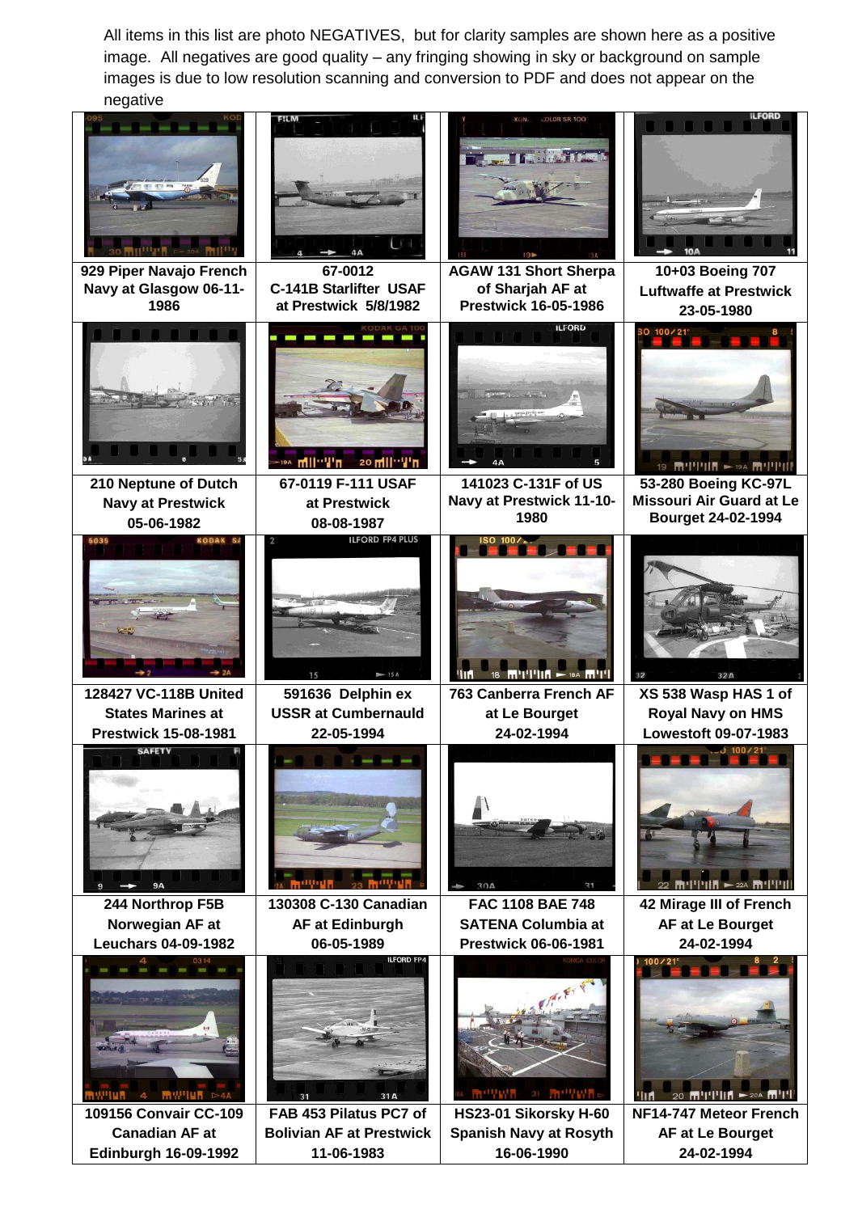All items in this list are photo NEGATIVES, but for clarity samples are shown here as a positive image. All negatives are good quality – any fringing showing in sky or background on sample images is due to low resolution scanning and conversion to PDF and does not appear on the negative

| | | | |
|---|---|---|---|
| 929 Piper Navajo French Navy at Glasgow 06-11-1986 | 67-0012 C-141B Starlifter USAF at Prestwick 5/8/1982 | AGAW 131 Short Sherpa of Sharjah AF at Prestwick 16-05-1986 | 10+03 Boeing 707 Luftwaffe at Prestwick 23-05-1980 |
| 210 Neptune of Dutch Navy at Prestwick 05-06-1982 | 67-0119 F-111 USAF at Prestwick 08-08-1987 | 141023 C-131F of US Navy at Prestwick 11-10-1980 | 53-280 Boeing KC-97L Missouri Air Guard at Le Bourget 24-02-1994 |
| 128427 VC-118B United States Marines at Prestwick 15-08-1981 | 591636 Delphin ex USSR at Cumbernauld 22-05-1994 | 763 Canberra French AF at Le Bourget 24-02-1994 | XS 538 Wasp HAS 1 of Royal Navy on HMS Lowestoft 09-07-1983 |
| 244 Northrop F5B Norwegian AF at Leuchars 04-09-1982 | 130308 C-130 Canadian AF at Edinburgh 06-05-1989 | FAC 1108 BAE 748 SATENA Columbia at Prestwick 06-06-1981 | 42 Mirage III of French AF at Le Bourget 24-02-1994 |
| 109156 Convair CC-109 Canadian AF at Edinburgh 16-09-1992 | FAB 453 Pilatus PC7 of Bolivian AF at Prestwick 11-06-1983 | HS23-01 Sikorsky H-60 Spanish Navy at Rosyth 16-06-1990 | NF14-747 Meteor French AF at Le Bourget 24-02-1994 |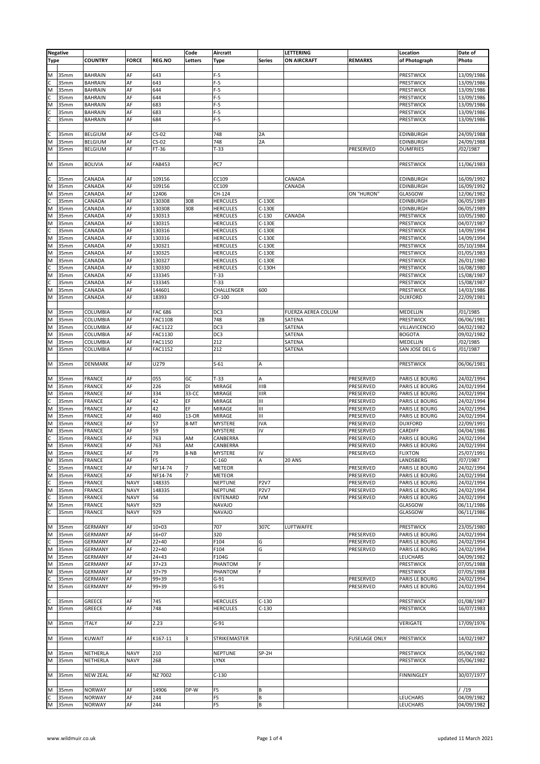| Negative Type | | COUNTRY | FORCE | REG.NO | Code Letters | Aircratt Type | Series | LETTERING ON AIRCRAFT | REMARKS | Location of Photograph | Date of Photo |
|---|---|---|---|---|---|---|---|---|---|---|---|
| M | 35mm | BAHRAIN | AF | 643 | | F-5 | | | | PRESTWICK | 13/09/1986 |
| C | 35mm | BAHRAIN | AF | 643 | | F-5 | | | | PRESTWICK | 13/09/1986 |
| M | 35mm | BAHRAIN | AF | 644 | | F-5 | | | | PRESTWICK | 13/09/1986 |
| C | 35mm | BAHRAIN | AF | 644 | | F-5 | | | | PRESTWICK | 13/09/1986 |
| M | 35mm | BAHRAIN | AF | 683 | | F-5 | | | | PRESTWICK | 13/09/1986 |
| C | 35mm | BAHRAIN | AF | 683 | | F-5 | | | | PRESTWICK | 13/09/1986 |
| C | 35mm | BAHRAIN | AF | 684 | | F-5 | | | | PRESTWICK | 13/09/1986 |
| | | | | | | | | | | | |
| C | 35mm | BELGIUM | AF | CS-02 | | 748 | 2A | | | EDINBURGH | 24/09/1988 |
| M | 35mm | BELGIUM | AF | CS-02 | | 748 | 2A | | | EDINBURGH | 24/09/1988 |
| M | 35mm | BELGIUM | AF | FT-36 | | T-33 | | | PRESERVED | DUMFRIES | /02/1987 |
| | | | | | | | | | | | |
| M | 35mm | BOLIVIA | AF | FAB453 | | PC7 | | | | PRESTWICK | 11/06/1983 |
| | | | | | | | | | | | |
| C | 35mm | CANADA | AF | 109156 | | CC109 | | CANADA | | EDINBURGH | 16/09/1992 |
| M | 35mm | CANADA | AF | 109156 | | CC109 | | CANADA | | EDINBURGH | 16/09/1992 |
| M | 35mm | CANADA | AF | 12406 | | CH-124 | | | ON "HURON" | GLASGOW | 12/06/1982 |
| C | 35mm | CANADA | AF | 130308 | 308 | HERCULES | C-130E | | | EDINBURGH | 06/05/1989 |
| M | 35mm | CANADA | AF | 130308 | 308 | HERCULES | C-130E | | | EDINBURGH | 06/05/1989 |
| M | 35mm | CANADA | AF | 130313 | | HERCULES | C-130 | CANADA | | PRESTWICK | 10/05/1980 |
| M | 35mm | CANADA | AF | 130315 | | HERCULES | C-130E | | | PRESTWICK | 04/07/1987 |
| C | 35mm | CANADA | AF | 130316 | | HERCULES | C-130E | | | PRESTWICK | 14/09/1994 |
| M | 35mm | CANADA | AF | 130316 | | HERCULES | C-130E | | | PRESTWICK | 14/09/1994 |
| M | 35mm | CANADA | AF | 130321 | | HERCULES | C-130E | | | PRESTWICK | 05/10/1984 |
| M | 35mm | CANADA | AF | 130325 | | HERCULES | C-130E | | | PRESTWICK | 01/05/1983 |
| M | 35mm | CANADA | AF | 130327 | | HERCULES | C-130E | | | PRESTWICK | 26/01/1980 |
| C | 35mm | CANADA | AF | 130330 | | HERCULES | C-130H | | | PRESTWICK | 16/08/1980 |
| M | 35mm | CANADA | AF | 133345 | | T-33 | | | | PRESTWICK | 15/08/1987 |
| C | 35mm | CANADA | AF | 133345 | | T-33 | | | | PRESTWICK | 15/08/1987 |
| M | 35mm | CANADA | AF | 144601 | | CHALLENGER | 600 | | | PRESTWICK | 14/03/1986 |
| M | 35mm | CANADA | AF | 18393 | | CF-100 | | | | DUXFORD | 22/09/1981 |
| | | | | | | | | | | | |
| M | 35mm | COLUMBIA | AF | FAC 686 | | DC3 | | FUERZA AEREA COLUM | | MEDELLIN | /01/1985 |
| M | 35mm | COLUMBIA | AF | FAC1108 | | 748 | 2B | SATENA | | PRESTWICK | 06/06/1981 |
| M | 35mm | COLUMBIA | AF | FAC1122 | | DC3 | | SATENA | | VILLAVICENCIO | 04/02/1982 |
| M | 35mm | COLUMBIA | AF | FAC1130 | | DC3 | | SATENA | | BOGOTA | 09/02/1982 |
| M | 35mm | COLUMBIA | AF | FAC1150 | | 212 | | SATENA | | MEDELLIN | /02/1985 |
| M | 35mm | COLUMBIA | AF | FAC1152 | | 212 | | SATENA | | SAN JOSE DEL G | /01/1987 |
| | | | | | | | | | | | |
| M | 35mm | DENMARK | AF | U279 | | S-61 | A | | | PRESTWICK | 06/06/1981 |
| | | | | | | | | | | | |
| M | 35mm | FRANCE | AF | 055 | GC | T-33 | A | | PRESERVED | PARIS LE BOURG | 24/02/1994 |
| M | 35mm | FRANCE | AF | 226 | DI | MIRAGE | IIIB | | PRESERVED | PARIS LE BOURG | 24/02/1994 |
| M | 35mm | FRANCE | AF | 334 | 33-CC | MIRAGE | IIIR | | PRESERVED | PARIS LE BOURG | 24/02/1994 |
| C | 35mm | FRANCE | AF | 42 | EF | MIRAGE | III | | PRESERVED | PARIS LE BOURG | 24/02/1994 |
| M | 35mm | FRANCE | AF | 42 | EF | MIRAGE | III | | PRESERVED | PARIS LE BOURG | 24/02/1994 |
| M | 35mm | FRANCE | AF | 460 | 13-OR | MIRAGE | III | | PRESERVED | PARIS LE BOURG | 24/02/1994 |
| M | 35mm | FRANCE | AF | 57 | 8-MT | MYSTERE | IVA | | PRESERVED | DUXFORD | 22/09/1991 |
| M | 35mm | FRANCE | AF | 59 | | MYSTERE | IV | | PRESERVED | CARDIFF | 04/04/1986 |
| C | 35mm | FRANCE | AF | 763 | AM | CANBERRA | | | PRESERVED | PARIS LE BOURG | 24/02/1994 |
| M | 35mm | FRANCE | AF | 763 | AM | CANBERRA | | | PRESERVED | PARIS LE BOURG | 24/02/1994 |
| M | 35mm | FRANCE | AF | 79 | 8-NB | MYSTERE | IV | | PRESERVED | FLIXTON | 25/07/1991 |
| M | 35mm | FRANCE | AF | F5 | | C-160 | A | 20 ANS | | LANDSBERG | /07/1987 |
| C | 35mm | FRANCE | AF | NF14-74 | 7 | METEOR | | | PRESERVED | PARIS LE BOURG | 24/02/1994 |
| M | 35mm | FRANCE | AF | NF14-74 | 7 | METEOR | | | PRESERVED | PARIS LE BOURG | 24/02/1994 |
| C | 35mm | FRANCE | NAVY | 148335 | | NEPTUNE | P2V7 | | PRESERVED | PARIS LE BOURG | 24/02/1994 |
| M | 35mm | FRANCE | NAVY | 148335 | | NEPTUNE | P2V7 | | PRESERVED | PARIS LE BOURG | 24/02/1994 |
| C | 35mm | FRANCE | NAVY | 56 | | ENTENARD | IVM | | PRESERVED | PARIS LE BOURG | 24/02/1994 |
| M | 35mm | FRANCE | NAVY | 929 | | NAVAJO | | | | GLASGOW | 06/11/1986 |
| C | 35mm | FRANCE | NAVY | 929 | | NAVAJO | | | | GLASGOW | 06/11/1986 |
| | | | | | | | | | | | |
| M | 35mm | GERMANY | AF | 10+03 | | 707 | 307C | LUFTWAFFE | | PRESTWICK | 23/05/1980 |
| M | 35mm | GERMANY | AF | 16+07 | | 320 | | | PRESERVED | PARIS LE BOURG | 24/02/1994 |
| C | 35mm | GERMANY | AF | 22+40 | | F104 | G | | PRESERVED | PARIS LE BOURG | 24/02/1994 |
| M | 35mm | GERMANY | AF | 22+40 | | F104 | G | | PRESERVED | PARIS LE BOURG | 24/02/1994 |
| M | 35mm | GERMANY | AF | 24+43 | | F104G | | | | LEUCHARS | 04/09/1982 |
| M | 35mm | GERMANY | AF | 37+23 | | PHANTOM | F | | | PRESTWICK | 07/05/1988 |
| M | 35mm | GERMANY | AF | 37+79 | | PHANTOM | F | | | PRESTWICK | 07/05/1988 |
| C | 35mm | GERMANY | AF | 99+39 | | G-91 | | | PRESERVED | PARIS LE BOURG | 24/02/1994 |
| M | 35mm | GERMANY | AF | 99+39 | | G-91 | | | PRESERVED | PARIS LE BOURG | 24/02/1994 |
| | | | | | | | | | | | |
| C | 35mm | GREECE | AF | 745 | | HERCULES | C-130 | | | PRESTWICK | 01/08/1987 |
| M | 35mm | GREECE | AF | 748 | | HERCULES | C-130 | | | PRESTWICK | 16/07/1983 |
| | | | | | | | | | | | |
| M | 35mm | ITALY | AF | 2.23 | | G-91 | | | | VERIGATE | 17/09/1976 |
| | | | | | | | | | | | |
| M | 35mm | KUWAIT | AF | K167-11 | 3 | STRIKEMASTER | | | FUSELAGE ONLY | PRESTWICK | 14/02/1987 |
| | | | | | | | | | | | |
| M | 35mm | NETHERLA | NAVY | 210 | | NEPTUNE | SP-2H | | | PRESTWICK | 05/06/1982 |
| M | 35mm | NETHERLA | NAVY | 268 | | LYNX | | | | PRESTWICK | 05/06/1982 |
| | | | | | | | | | | | |
| M | 35mm | NEW ZEAL | AF | NZ 7002 | | C-130 | | | | FINNINGLEY | 30/07/1977 |
| | | | | | | | | | | | |
| M | 35mm | NORWAY | AF | 14906 | DP-W | F5 | B | | | | / /19 |
| C | 35mm | NORWAY | AF | 244 | | F5 | B | | | LEUCHARS | 04/09/1982 |
| M | 35mm | NORWAY | AF | 244 | | F5 | B | | | LEUCHARS | 04/09/1982 |

www.wildmuir.co.uk

updated 11 March 2021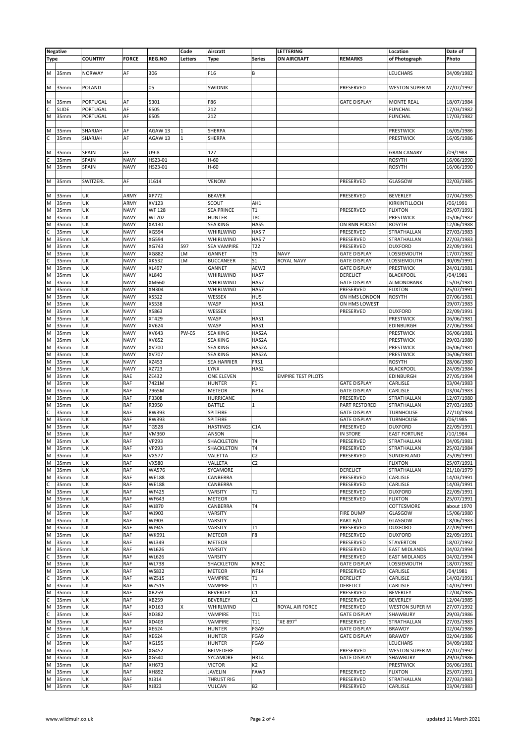| Negative | | | | | Code | Aircratt | | LETTERING | | Location | Date of |
|---|---|---|---|---|---|---|---|---|---|---|---|
| Type | | COUNTRY | FORCE | REG.NO | Letters | Type | Series | ON AIRCRAFT | REMARKS | of Photograph | Photo |
| M | 35mm | NORWAY | AF | 306 | | F16 | B | | | LEUCHARS | 04/09/1982 |
| M | 35mm | POLAND | | 05 | | SWIDNIK | | | PRESERVED | WESTON SUPER M | 27/07/1992 |
| M | 35mm | PORTUGAL | AF | 5301 | | F86 | | | GATE DISPLAY | MONTE REAL | 18/07/1984 |
| C | SLIDE | PORTUGAL | AF | 6505 | | 212 | | | | FUNCHAL | 17/03/1982 |
| M | 35mm | PORTUGAL | AF | 6505 | | 212 | | | | FUNCHAL | 17/03/1982 |
| M | 35mm | SHARJAH | AF | AGAW 13 | 1 | SHERPA | | | | PRESTWICK | 16/05/1986 |
| C | 35mm | SHARJAH | AF | AGAW 13 | 1 | SHERPA | | | | PRESTWICK | 16/05/1986 |
| M | 35mm | SPAIN | AF | U9-8 | | 127 | | | | GRAN CANARY | /09/1983 |
| C | 35mm | SPAIN | NAVY | HS23-01 | | H-60 | | | | ROSYTH | 16/06/1990 |
| M | 35mm | SPAIN | NAVY | HS23-01 | | H-60 | | | | ROSYTH | 16/06/1990 |
| M | 35mm | SWITZERL | AF | J1614 | | VENOM | | | PRESERVED | GLASGOW | 02/03/1985 |
| M | 35mm | UK | ARMY | XP772 | | BEAVER | | | PRESERVED | BEVERLEY | 07/04/1985 |
| M | 35mm | UK | ARMY | XV123 | | SCOUT | AH1 | | | KIRKINTILLOCH | /06/1991 |
| M | 35mm | UK | NAVY | WF 128 | | SEA PRINCE | T1 | | PRESERVED | FLIXTON | 25/07/1991 |
| M | 35mm | UK | NAVY | WT702 | | HUNTER | T8C | | | PRESTWICK | 05/06/1982 |
| M | 35mm | UK | NAVY | XA130 | | SEA KING | HAS5 | | ON RNN POOLST | ROSYTH | 12/06/1988 |
| C | 35mm | UK | NAVY | XG594 | | WHIRLWIND | HAS 7 | | PRESERVED | STRATHALLAN | 27/03/1983 |
| M | 35mm | UK | NAVY | XG594 | | WHIRLWIND | HAS 7 | | PRESERVED | STRATHALLAN | 27/03/1983 |
| M | 35mm | UK | NAVY | XG743 | 597 | SEA VAMPIRE | T22 | | PRESERVED | DUXFORD | 22/09/1991 |
| M | 35mm | UK | NAVY | XG882 | LM | GANNET | T5 | NAVY | GATE DISPLAY | LOSSIEMOUTH | 17/07/1982 |
| C | 35mm | UK | NAVY | XK532 | LM | BUCCANEER | S1 | ROYAL NAVY | GATE DISPLAY | LOSSIEMOUTH | 30/09/1991 |
| M | 35mm | UK | NAVY | XL497 | | GANNET | AEW3 | | GATE DISPLAY | PRESTWICK | 24/01/1981 |
| M | 35mm | UK | NAVY | XL840 | | WHIRLWIND | HAS7 | | DERELICT | BLACKPOOL | /04/1981 |
| M | 35mm | UK | NAVY | XM660 | | WHIRLWIND | HAS7 | | GATE DISPLAY | ALMONDBANK | 15/03/1981 |
| M | 35mm | UK | NAVY | XN304 | | WHIRLWIND | HAS7 | | PRESERVED | FLIXTON | 25/07/1991 |
| M | 35mm | UK | NAVY | XS522 | | WESSEX | HU5 | | ON HMS LONDON | ROSYTH | 07/06/1981 |
| M | 35mm | UK | NAVY | XS538 | | WASP | HAS1 | | ON HMS LOWEST | | 09/07/1983 |
| M | 35mm | UK | NAVY | XS863 | | WESSEX | | | PRESERVED | DUXFORD | 22/09/1991 |
| M | 35mm | UK | NAVY | XT429 | | WASP | HAS1 | | | PRESTWICK | 06/06/1981 |
| M | 35mm | UK | NAVY | XV624 | | WASP | HAS1 | | | EDINBURGH | 27/06/1984 |
| M | 35mm | UK | NAVY | XV643 | PW-05 | SEA KING | HAS2A | | | PRESTWICK | 06/06/1981 |
| M | 35mm | UK | NAVY | XV652 | | SEA KING | HAS2A | | | PRESTWICK | 29/03/1980 |
| M | 35mm | UK | NAVY | XV700 | | SEA KING | HAS2A | | | PRESTWICK | 06/06/1981 |
| M | 35mm | UK | NAVY | XV707 | | SEA KING | HAS2A | | | PRESTWICK | 06/06/1981 |
| M | 35mm | UK | NAVY | XZ453 | | SEA HARRIER | FRS1 | | | ROSYTH | 28/06/1980 |
| M | 35mm | UK | NAVY | XZ723 | | LYNX | HAS2 | | | BLACKPOOL | 24/09/1984 |
| M | 35mm | UK | RAE | ZE432 | | ONE ELEVEN | | EMPIRE TEST PILOTS | | EDINBURGH | 27/05/1994 |
| M | 35mm | UK | RAF | 7421M | | HUNTER | F1 | | GATE DISPLAY | CARLISLE | 03/04/1983 |
| M | 35mm | UK | RAF | 7965M | | METEOR | NF14 | | GATE DISPLAY | CARLISLE | 03/04/1983 |
| M | 35mm | UK | RAF | P3308 | | HURRICANE | | | PRESERVED | STRATHALLAN | 12/07/1980 |
| M | 35mm | UK | RAF | R3950 | | BATTLE | 1 | | PART RESTORED | STRATHALLAN | 27/03/1983 |
| C | 35mm | UK | RAF | RW393 | | SPITFIRE | | | GATE DISPLAY | TURNHOUSE | 27/10/1984 |
| M | 35mm | UK | RAF | RW393 | | SPITFIRE | | | GATE DISPLAY | TURNHOUSE | /06/1985 |
| M | 35mm | UK | RAF | TG528 | | HASTINGS | C1A | | PRESERVED | DUXFORD | 22/09/1991 |
| M | 35mm | UK | RAF | VM360 | | ANSON | | | IN STORE | EAST FORTUNE | /10/1984 |
| M | 35mm | UK | RAF | VP293 | | SHACKLETON | T4 | | PRESERVED | STRATHALLAN | 04/05/1981 |
| M | 35mm | UK | RAF | VP293 | | SHACKLETON | T4 | | PRESERVED | STRATHALLAN | 25/03/1984 |
| M | 35mm | UK | RAF | VX577 | | VALETTA | C2 | | PRESERVED | SUNDERLAND | 25/09/1991 |
| M | 35mm | UK | RAF | VX580 | | VALLETA | C2 | | | FLIXTON | 25/07/1991 |
| M | 35mm | UK | RAF | WA576 | | SYCAMORE | | | DERELICT | STRATHALLAN | 21/10/1979 |
| M | 35mm | UK | RAF | WE188 | | CANBERRA | | | PRESERVED | CARLISLE | 14/03/1991 |
| C | 35mm | UK | RAF | WE188 | | CANBERRA | | | PRESERVED | CARLISLE | 14/03/1991 |
| M | 35mm | UK | RAF | WF425 | | VARSITY | T1 | | PRESERVED | DUXFORD | 22/09/1991 |
| M | 35mm | UK | RAF | WF643 | | METEOR | | | PRESERVED | FLIXTON | 25/07/1991 |
| M | 35mm | UK | RAF | WJ870 | | CANBERRA | T4 | | | COTTESMORE | about 1970 |
| M | 35mm | UK | RAF | WJ903 | | VARSITY | | | FIRE DUMP | GLASGOW | 15/06/1980 |
| M | 35mm | UK | RAF | WJ903 | | VARSITY | | | PART B/U | GLASGOW | 18/06/1983 |
| M | 35mm | UK | RAF | WJ945 | | VARSITY | T1 | | PRESERVED | DUXFORD | 22/09/1991 |
| M | 35mm | UK | RAF | WK991 | | METEOR | F8 | | PRESERVED | DUXFORD | 22/09/1991 |
| M | 35mm | UK | RAF | WL349 | | METEOR | | | PRESERVED | STAVERTON | 18/07/1992 |
| M | 35mm | UK | RAF | WL626 | | VARSITY | | | PRESERVED | EAST MIDLANDS | 04/02/1994 |
| C | 35mm | UK | RAF | WL626 | | VARSITY | | | PRESERVED | EAST MIDLANDS | 04/02/1994 |
| M | 35mm | UK | RAF | WL738 | | SHACKLETON | MR2C | | GATE DISPLAY | LOSSIEMOUTH | 18/07/1982 |
| M | 35mm | UK | RAF | WS832 | | METEOR | NF14 | | PRESERVED | CARLISLE | /04/1981 |
| C | 35mm | UK | RAF | WZ515 | | VAMPIRE | T1 | | DERELICT | CARLISLE | 14/03/1991 |
| M | 35mm | UK | RAF | WZ515 | | VAMPIRE | T1 | | DERELICT | CARLISLE | 14/03/1991 |
| M | 35mm | UK | RAF | XB259 | | BEVERLEY | C1 | | PRESERVED | BEVERLEY | 12/04/1985 |
| C | 35mm | UK | RAF | XB259 | | BEVERLEY | C1 | | PRESERVED | BEVERLEY | 12/04/1985 |
| M | 35mm | UK | RAF | XD163 | X | WHIRLWIND | | ROYAL AIR FORCE | PRESERVED | WESTON SUPER M | 27/07/1992 |
| C | 35mm | UK | RAF | XD382 | | VAMPIRE | T11 | | GATE DISPLAY | SHAWBURY | 29/03/1986 |
| M | 35mm | UK | RAF | XD403 | | VAMPIRE | T11 | "XE 897" | PRESERVED | STRATHALLAN | 27/03/1983 |
| M | 35mm | UK | RAF | XE624 | | HUNTER | FGA9 | | GATE DISPLAY | BRAWDY | 02/04/1986 |
| C | 35mm | UK | RAF | XE624 | | HUNTER | FGA9 | | GATE DISPLAY | BRAWDY | 02/04/1986 |
| M | 35mm | UK | RAF | XG155 | | HUNTER | FGA9 | | | LEUCHARS | 04/09/1982 |
| M | 35mm | UK | RAF | XG452 | | BELVEDERE | | | PRESERVED | WESTON SUPER M | 27/07/1992 |
| M | 35mm | UK | RAF | XG540 | | SYCAMORE | HR14 | | GATE DISPLAY | SHAWBURY | 29/03/1986 |
| M | 35mm | UK | RAF | XH673 | | VICTOR | K2 | | | PRESTWICK | 06/06/1981 |
| M | 35mm | UK | RAF | XH892 | | JAVELIN | FAW9 | | PRESERVED | FLIXTON | 25/07/1991 |
| M | 35mm | UK | RAF | XJ314 | | THRUST RIG | | | PRESERVED | STRATHALLAN | 27/03/1983 |
| M | 35mm | UK | RAF | XJ823 | | VULCAN | B2 | | PRESERVED | CARLISLE | 03/04/1983 |

www.wildmuir.co.uk

updated 11 March 2021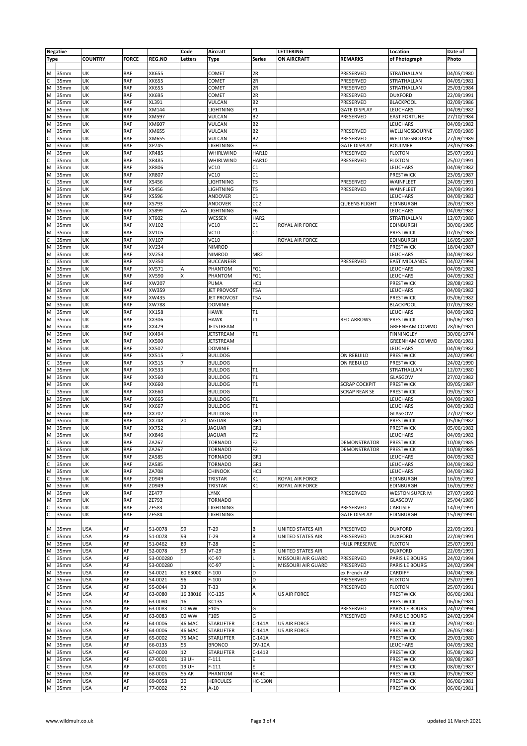| Negative | | | | | Code | Aircratt | | LETTERING | | Location | Date of |
|---|---|---|---|---|---|---|---|---|---|---|---|
| Type | | COUNTRY | FORCE | REG.NO | Letters | Type | Series | ON AIRCRAFT | REMARKS | of Photograph | Photo |
| M | 35mm | UK | RAF | XK655 | | COMET | 2R | | PRESERVED | STRATHALLAN | 04/05/1980 |
| C | 35mm | UK | RAF | XK655 | | COMET | 2R | | PRESERVED | STRATHALLAN | 04/05/1981 |
| M | 35mm | UK | RAF | XK655 | | COMET | 2R | | PRESERVED | STRATHALLAN | 25/03/1984 |
| M | 35mm | UK | RAF | XK695 | | COMET | 2R | | PRESERVED | DUXFORD | 22/09/1991 |
| M | 35mm | UK | RAF | XL391 | | VULCAN | B2 | | PRESERVED | BLACKPOOL | 02/09/1986 |
| M | 35mm | UK | RAF | XM144 | | LIGHTNING | F1 | | GATE DISPLAY | LEUCHARS | 04/09/1982 |
| M | 35mm | UK | RAF | XM597 | | VULCAN | B2 | | PRESERVED | EAST FORTUNE | 27/10/1984 |
| M | 35mm | UK | RAF | XM607 | | VULCAN | B2 | | | LEUCHARS | 04/09/1982 |
| M | 35mm | UK | RAF | XM655 | | VULCAN | B2 | | PRESERVED | WELLINGSBOURNE | 27/09/1989 |
| C | 35mm | UK | RAF | XM655 | | VULCAN | B2 | | PRESERVED | WELLINGSBOURNE | 27/09/1989 |
| M | 35mm | UK | RAF | XP745 | | LIGHTNING | F3 | | GATE DISPLAY | BOULMER | 23/05/1986 |
| M | 35mm | UK | RAF | XR485 | | WHIRLWIND | HAR10 | | PRESERVED | FLIXTON | 25/07/1991 |
| C | 35mm | UK | RAF | XR485 | | WHIRLWIND | HAR10 | | PRESERVED | FLIXTON | 25/07/1991 |
| M | 35mm | UK | RAF | XR806 | | VC10 | C1 | | | LEUCHARS | 04/09/1982 |
| M | 35mm | UK | RAF | XR807 | | VC10 | C1 | | | PRESTWICK | 23/05/1987 |
| C | 35mm | UK | RAF | XS456 | | LIGHTNING | T5 | | PRESERVED | WAINFLEET | 24/09/1991 |
| M | 35mm | UK | RAF | XS456 | | LIGHTNING | T5 | | PRESERVED | WAINFLEET | 24/09/1991 |
| M | 35mm | UK | RAF | XS596 | | ANDOVER | C1 | | | LEUCHARS | 04/09/1982 |
| M | 35mm | UK | RAF | XS793 | | ANDOVER | CC2 | | QUEENS FLIGHT | EDINBURGH | 26/03/1983 |
| M | 35mm | UK | RAF | XS899 | AA | LIGHTNING | F6 | | | LEUCHARS | 04/09/1982 |
| M | 35mm | UK | RAF | XT602 | | WESSEX | HAR2 | | | STRATHALLAN | 12/07/1980 |
| M | 35mm | UK | RAF | XV102 | | VC10 | C1 | ROYAL AIR FORCE | | EDINBURGH | 30/06/1985 |
| M | 35mm | UK | RAF | XV105 | | VC10 | C1 | | | PRESTWICK | 07/05/1988 |
| C | 35mm | UK | RAF | XV107 | | VC10 | | ROYAL AIR FORCE | | EDINBURGH | 16/05/1987 |
| M | 35mm | UK | RAF | XV234 | | NIMROD | | | | PRESTWICK | 18/04/1987 |
| M | 35mm | UK | RAF | XV253 | | NIMROD | MR2 | | | LEUCHARS | 04/09/1982 |
| C | 35mm | UK | RAF | XV350 | | BUCCANEER | | | PRESERVED | EAST MIDLANDS | 04/02/1994 |
| M | 35mm | UK | RAF | XV571 | A | PHANTOM | FG1 | | | LEUCHARS | 04/09/1982 |
| M | 35mm | UK | RAF | XV590 | X | PHANTOM | FG1 | | | LEUCHARS | 04/09/1982 |
| M | 35mm | UK | RAF | XW207 | | PUMA | HC1 | | | PRESTWICK | 28/08/1982 |
| M | 35mm | UK | RAF | XW359 | | JET PROVOST | T5A | | | LEUCHARS | 04/09/1982 |
| M | 35mm | UK | RAF | XW435 | | JET PROVOST | T5A | | | PRESTWICK | 05/06/1982 |
| M | 35mm | UK | RAF | XW788 | | DOMINIE | | | | BLACKPOOL | 07/05/1982 |
| M | 35mm | UK | RAF | XX158 | | HAWK | T1 | | | LEUCHARS | 04/09/1982 |
| M | 35mm | UK | RAF | XX306 | | HAWK | T1 | | RED ARROWS | PRESTWICK | 06/06/1981 |
| M | 35mm | UK | RAF | XX479 | | JETSTREAM | | | | GREENHAM COMMO | 28/06/1981 |
| M | 35mm | UK | RAF | XX494 | | JETSTREAM | T1 | | | FINNINGLEY | 30/06/1974 |
| M | 35mm | UK | RAF | XX500 | | JETSTREAM | | | | GREENHAM COMMO | 28/06/1981 |
| M | 35mm | UK | RAF | XX507 | | DOMINIE | | | | LEUCHARS | 04/09/1982 |
| M | 35mm | UK | RAF | XX515 | 7 | BULLDOG | | | ON REBUILD | PRESTWICK | 24/02/1990 |
| C | 35mm | UK | RAF | XX515 | 7 | BULLDOG | | | ON REBUILD | PRESTWICK | 24/02/1990 |
| M | 35mm | UK | RAF | XX533 | | BULLDOG | T1 | | | STRATHALLAN | 12/07/1980 |
| M | 35mm | UK | RAF | XX560 | | BULLDOG | T1 | | | GLASGOW | 27/02/1982 |
| M | 35mm | UK | RAF | XX660 | | BULLDOG | T1 | | SCRAP COCKPIT | PRESTWICK | 09/05/1987 |
| C | 35mm | UK | RAF | XX660 | | BULLDOG | | | SCRAP REAR SE | PRESTWICK | 09/05/1987 |
| M | 35mm | UK | RAF | XX665 | | BULLDOG | T1 | | | LEUCHARS | 04/09/1982 |
| M | 35mm | UK | RAF | XX667 | | BULLDOG | T1 | | | LEUCHARS | 04/09/1982 |
| M | 35mm | UK | RAF | XX702 | | BULLDOG | T1 | | | GLASGOW | 27/02/1982 |
| M | 35mm | UK | RAF | XX748 | 20 | JAGUAR | GR1 | | | PRESTWICK | 05/06/1982 |
| M | 35mm | UK | RAF | XX752 | | JAGUAR | GR1 | | | PRESTWICK | 05/06/1982 |
| M | 35mm | UK | RAF | XX846 | | JAGUAR | T2 | | | LEUCHARS | 04/09/1982 |
| C | 35mm | UK | RAF | ZA267 | | TORNADO | F2 | | DEMONSTRATOR | PRESTWICK | 10/08/1985 |
| M | 35mm | UK | RAF | ZA267 | | TORNADO | F2 | | DEMONSTRATOR | PRESTWICK | 10/08/1985 |
| M | 35mm | UK | RAF | ZA585 | | TORNADO | GR1 | | | LEUCHARS | 04/09/1982 |
| C | 35mm | UK | RAF | ZA585 | | TORNADO | GR1 | | | LEUCHARS | 04/09/1982 |
| M | 35mm | UK | RAF | ZA708 | | CHINOOK | HC1 | | | LEUCHARS | 04/09/1982 |
| C | 35mm | UK | RAF | ZD949 | | TRISTAR | K1 | ROYAL AIR FORCE | | EDINBURGH | 16/05/1992 |
| M | 35mm | UK | RAF | ZD949 | | TRISTAR | K1 | ROYAL AIR FORCE | | EDINBURGH | 16/05/1992 |
| M | 35mm | UK | RAF | ZE477 | | LYNX | | | PRESERVED | WESTON SUPER M | 27/07/1992 |
| M | 35mm | UK | RAF | ZE792 | | TORNADO | | | | GLASGOW | 25/04/1989 |
| C | 35mm | UK | RAF | ZF583 | | LIGHTNING | | | PRESERVED | CARLISLE | 14/03/1991 |
| C | 35mm | UK | RAF | ZF584 | | LIGHTNING | | | GATE DISPLAY | EDINBURGH | 15/09/1990 |
| M | 35mm | USA | AF | 51-0078 | 99 | T-29 | B | UNITED STATES AIR | PRESERVED | DUXFORD | 22/09/1991 |
| C | 35mm | USA | AF | 51-0078 | 99 | T-29 | B | UNITED STATES AIR | PRESERVED | DUXFORD | 22/09/1991 |
| M | 35mm | USA | AF | 51-0462 | 89 | T-28 | C | | HULK PRESERVE | FLIXTON | 25/07/1991 |
| M | 35mm | USA | AF | 52-0078 | 99 | VT-29 | B | UNITED STATES AIR | | DUXFORD | 22/09/1991 |
| C | 35mm | USA | AF | 53-000280 | | KC-97 | L | MISSOURI AIR GUARD | PRESERVED | PARIS LE BOURG | 24/02/1994 |
| M | 35mm | USA | AF | 53-000280 | | KC-97 | L | MISSOURI AIR GUARD | PRESERVED | PARIS LE BOURG | 24/02/1994 |
| M | 35mm | USA | AF | 54-0021 | 60 63000 | F-100 | D | | ex French AF | CARDIFF | 04/04/1986 |
| M | 35mm | USA | AF | 54-0021 | 96 | F-100 | D | | PRESERVED | FLIXTON | 25/07/1991 |
| C | 35mm | USA | AF | 55-0044 | 33 | T-33 | A | | PRESERVED | FLIXTON | 25/07/1991 |
| M | 35mm | USA | AF | 63-0080 | 16 38016 | KC-135 | A | US AIR FORCE | | PRESTWICK | 06/06/1981 |
| M | 35mm | USA | AF | 63-0080 | 16 | KC135 | | | | PRESTWICK | 06/06/1981 |
| C | 35mm | USA | AF | 63-0083 | 00 WW | F105 | G | | PRESERVED | PARIS LE BOURG | 24/02/1994 |
| M | 35mm | USA | AF | 63-0083 | 00 WW | F105 | G | | PRESERVED | PARIS LE BOURG | 24/02/1994 |
| M | 35mm | USA | AF | 64-0006 | 46 MAC | STARLIFTER | C-141A | US AIR FORCE | | PRESTWICK | 29/03/1980 |
| M | 35mm | USA | AF | 64-0006 | 46 MAC | STARLIFTER | C-141A | US AIR FORCE | | PRESTWICK | 26/05/1980 |
| M | 35mm | USA | AF | 65-0002 | 75 MAC | STARLIFTER | C-141A | | | PRESTWICK | 29/03/1980 |
| M | 35mm | USA | AF | 66-0135 | 55 | BRONCO | OV-10A | | | LEUCHARS | 04/09/1982 |
| M | 35mm | USA | AF | 67-0000 | 12 | STARLIFTER | C-141B | | | PRESTWICK | 05/08/1982 |
| M | 35mm | USA | AF | 67-0001 | 19 UH | F-111 | E | | | PRESTWICK | 08/08/1987 |
| C | 35mm | USA | AF | 67-0001 | 19 UH | F-111 | E | | | PRESTWICK | 08/08/1987 |
| M | 35mm | USA | AF | 68-0005 | 55 AR | PHANTOM | RF-4C | | | PRESTWICK | 05/06/1982 |
| M | 35mm | USA | AF | 69-0058 | 20 | HERCULES | HC-130N | | | PRESTWICK | 06/06/1981 |
| M | 35mm | USA | AF | 77-0002 | 52 | A-10 | | | | PRESTWICK | 06/06/1981 |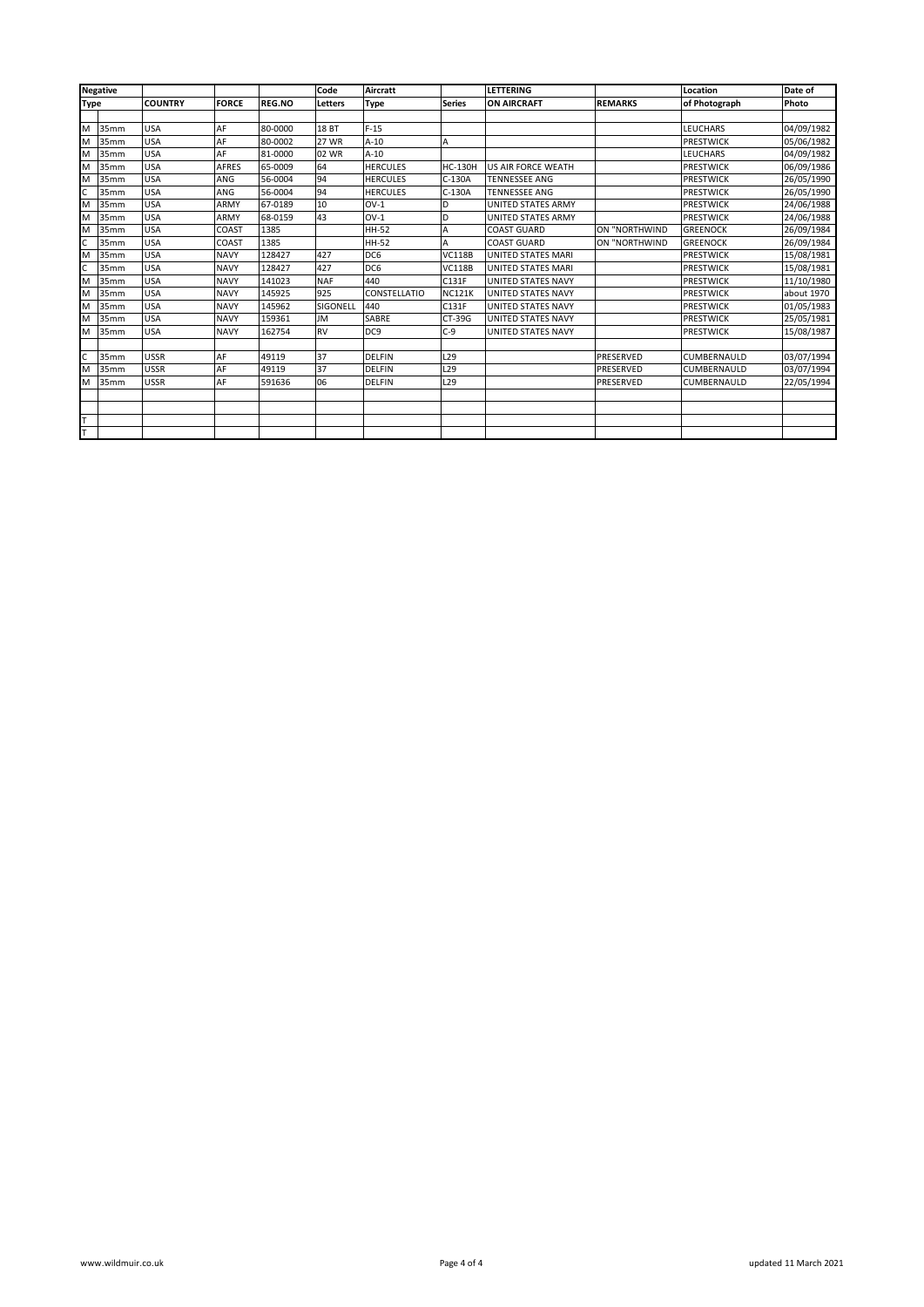| Negative | | | | | Code | Aircratt | | LETTERING | | Location | Date of |
|---|---|---|---|---|---|---|---|---|---|---|---|
| Type | | COUNTRY | FORCE | REG.NO | Letters | Type | Series | ON AIRCRAFT | REMARKS | of Photograph | Photo |
| | | | | | | | | | | | |
| M | 35mm | USA | AF | 80-0000 | 18 BT | F-15 | | | | LEUCHARS | 04/09/1982 |
| M | 35mm | USA | AF | 80-0002 | 27 WR | A-10 | A | | | PRESTWICK | 05/06/1982 |
| M | 35mm | USA | AF | 81-0000 | 02 WR | A-10 | | | | LEUCHARS | 04/09/1982 |
| M | 35mm | USA | AFRES | 65-0009 | 64 | HERCULES | HC-130H | US AIR FORCE WEATH | | PRESTWICK | 06/09/1986 |
| M | 35mm | USA | ANG | 56-0004 | 94 | HERCULES | C-130A | TENNESSEE ANG | | PRESTWICK | 26/05/1990 |
| C | 35mm | USA | ANG | 56-0004 | 94 | HERCULES | C-130A | TENNESSEE ANG | | PRESTWICK | 26/05/1990 |
| M | 35mm | USA | ARMY | 67-0189 | 10 | OV-1 | D | UNITED STATES ARMY | | PRESTWICK | 24/06/1988 |
| M | 35mm | USA | ARMY | 68-0159 | 43 | OV-1 | D | UNITED STATES ARMY | | PRESTWICK | 24/06/1988 |
| M | 35mm | USA | COAST | 1385 | | HH-52 | A | COAST GUARD | ON "NORTHWIND | GREENOCK | 26/09/1984 |
| C | 35mm | USA | COAST | 1385 | | HH-52 | A | COAST GUARD | ON "NORTHWIND | GREENOCK | 26/09/1984 |
| M | 35mm | USA | NAVY | 128427 | 427 | DC6 | VC118B | UNITED STATES MARI | | PRESTWICK | 15/08/1981 |
| C | 35mm | USA | NAVY | 128427 | 427 | DC6 | VC118B | UNITED STATES MARI | | PRESTWICK | 15/08/1981 |
| M | 35mm | USA | NAVY | 141023 | NAF | 440 | C131F | UNITED STATES NAVY | | PRESTWICK | 11/10/1980 |
| M | 35mm | USA | NAVY | 145925 | 925 | CONSTELLATIO | NC121K | UNITED STATES NAVY | | PRESTWICK | about 1970 |
| M | 35mm | USA | NAVY | 145962 | SIGONELL | 440 | C131F | UNITED STATES NAVY | | PRESTWICK | 01/05/1983 |
| M | 35mm | USA | NAVY | 159361 | JM | SABRE | CT-39G | UNITED STATES NAVY | | PRESTWICK | 25/05/1981 |
| M | 35mm | USA | NAVY | 162754 | RV | DC9 | C-9 | UNITED STATES NAVY | | PRESTWICK | 15/08/1987 |
| | | | | | | | | | | | |
| C | 35mm | USSR | AF | 49119 | 37 | DELFIN | L29 | | PRESERVED | CUMBERNAULD | 03/07/1994 |
| M | 35mm | USSR | AF | 49119 | 37 | DELFIN | L29 | | PRESERVED | CUMBERNAULD | 03/07/1994 |
| M | 35mm | USSR | AF | 591636 | 06 | DELFIN | L29 | | PRESERVED | CUMBERNAULD | 22/05/1994 |
| | | | | | | | | | | | |
| | | | | | | | | | | | |
| T | | | | | | | | | | | |
| T | | | | | | | | | | | |

www.wildmuir.co.uk

updated 11 March 2021